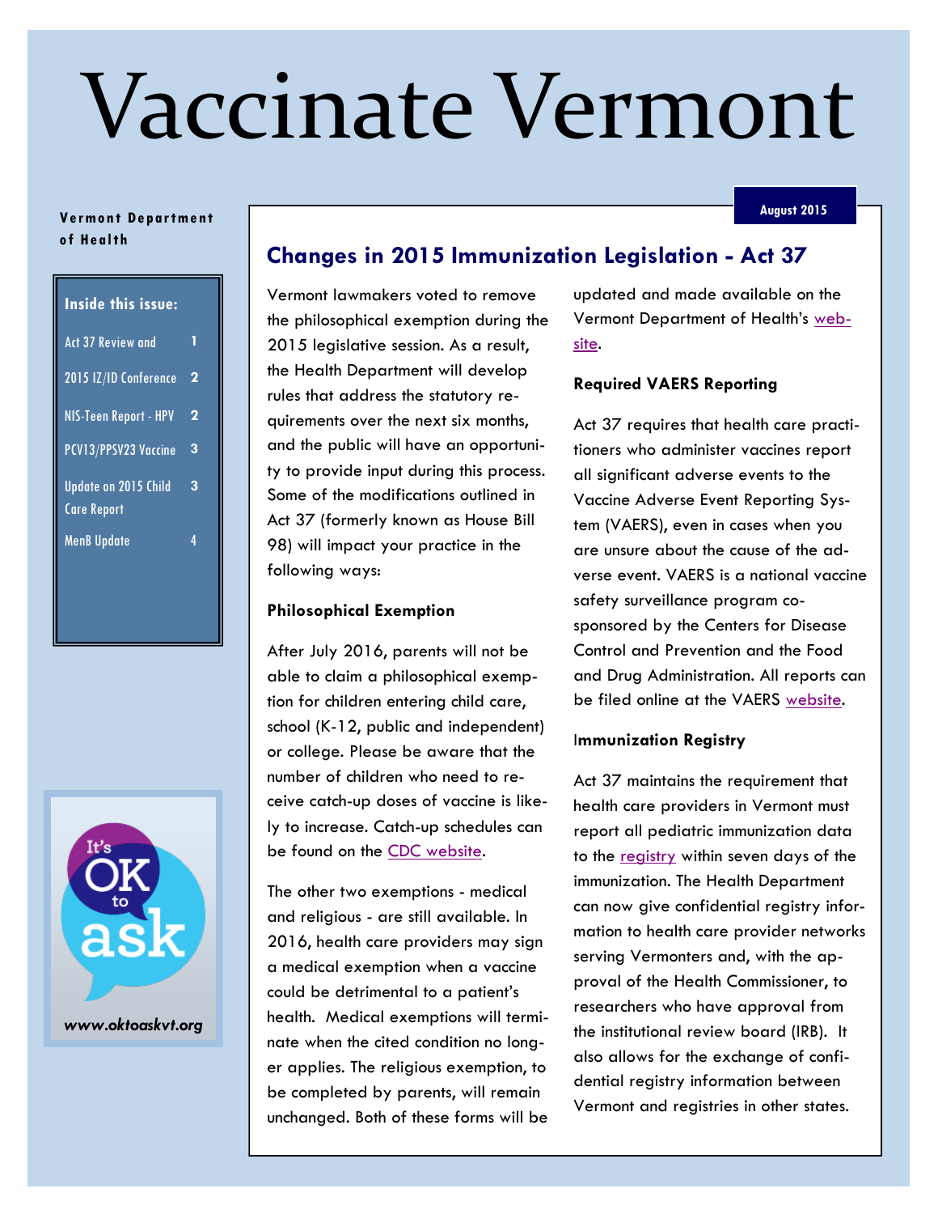# Vaccinate Vermont

**Vermont Department of Health**

**August 2015**

**Inside this issue:**

| | |
|---|---|
| Act 37 Review and | 1 |
| 2015 IZ/ID Conference | 2 |
| NIS-Teen Report - HPV | 2 |
| PCV13/PPSV23 Vaccine | 3 |
| Update on 2015 Child Care Report | 3 |
| MenB Update | 4 |

It's OK to ask

*www.oktoaskvt.org*

## Changes in 2015 Immunization Legislation - Act 37

Vermont lawmakers voted to remove the philosophical exemption during the 2015 legislative session. As a result, the Health Department will develop rules that address the statutory requirements over the next six months, and the public will have an opportunity to provide input during this process. Some of the modifications outlined in Act 37 (formerly known as House Bill 98) will impact your practice in the following ways:

### Philosophical Exemption

After July 2016, parents will not be able to claim a philosophical exemption for children entering child care, school (K-12, public and independent) or college. Please be aware that the number of children who need to receive catch-up doses of vaccine is likely to increase. Catch-up schedules can be found on the CDC website.

The other two exemptions - medical and religious - are still available. In 2016, health care providers may sign a medical exemption when a vaccine could be detrimental to a patient's health. Medical exemptions will terminate when the cited condition no longer applies. The religious exemption, to be completed by parents, will remain unchanged. Both of these forms will be updated and made available on the Vermont Department of Health's website.

### Required VAERS Reporting

Act 37 requires that health care practitioners who administer vaccines report all significant adverse events to the Vaccine Adverse Event Reporting System (VAERS), even in cases when you are unsure about the cause of the adverse event. VAERS is a national vaccine safety surveillance program co-sponsored by the Centers for Disease Control and Prevention and the Food and Drug Administration. All reports can be filed online at the VAERS website.

### Immunization Registry

Act 37 maintains the requirement that health care providers in Vermont must report all pediatric immunization data to the registry within seven days of the immunization. The Health Department can now give confidential registry information to health care provider networks serving Vermonters and, with the approval of the Health Commissioner, to researchers who have approval from the institutional review board (IRB). It also allows for the exchange of confidential registry information between Vermont and registries in other states.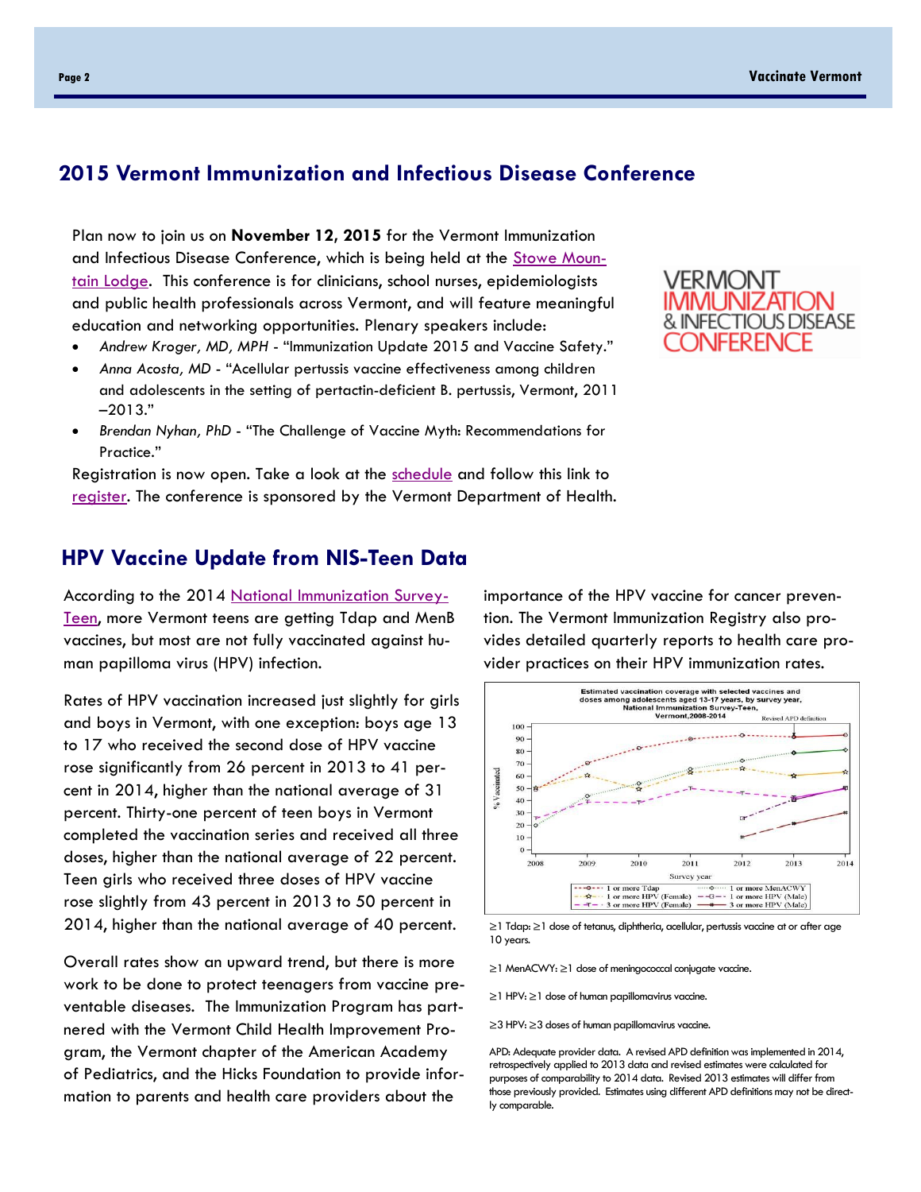## 2015 Vermont Immunization and Infectious Disease Conference

Plan now to join us on **November 12, 2015** for the Vermont Immunization and Infectious Disease Conference, which is being held at the Stowe Mountain Lodge. This conference is for clinicians, school nurses, epidemiologists and public health professionals across Vermont, and will feature meaningful education and networking opportunities. Plenary speakers include:

- *Andrew Kroger, MD, MPH* - "Immunization Update 2015 and Vaccine Safety."
- *Anna Acosta, MD* - "Acellular pertussis vaccine effectiveness among children and adolescents in the setting of pertactin-deficient B. pertussis, Vermont, 2011–2013."
- *Brendan Nyhan, PhD* - "The Challenge of Vaccine Myth: Recommendations for Practice."

Registration is now open. Take a look at the schedule and follow this link to register. The conference is sponsored by the Vermont Department of Health.

VERMONT IMMUNIZATION & INFECTIOUS DISEASE CONFERENCE

## HPV Vaccine Update from NIS-Teen Data

According to the 2014 National Immunization Survey-Teen, more Vermont teens are getting Tdap and MenB vaccines, but most are not fully vaccinated against human papilloma virus (HPV) infection.

Rates of HPV vaccination increased just slightly for girls and boys in Vermont, with one exception: boys age 13 to 17 who received the second dose of HPV vaccine rose significantly from 26 percent in 2013 to 41 percent in 2014, higher than the national average of 31 percent. Thirty-one percent of teen boys in Vermont completed the vaccination series and received all three doses, higher than the national average of 22 percent. Teen girls who received three doses of HPV vaccine rose slightly from 43 percent in 2013 to 50 percent in 2014, higher than the national average of 40 percent.

Overall rates show an upward trend, but there is more work to be done to protect teenagers from vaccine preventable diseases. The Immunization Program has partnered with the Vermont Child Health Improvement Program, the Vermont chapter of the American Academy of Pediatrics, and the Hicks Foundation to provide information to parents and health care providers about the importance of the HPV vaccine for cancer prevention. The Vermont Immunization Registry also provides detailed quarterly reports to health care provider practices on their HPV immunization rates.

Estimated vaccination coverage with selected vaccines and doses among adolescents aged 13-17 years, by survey year, National Immunization Survey-Teen, Vermont, 2008-2014

≥1 Tdap: ≥1 dose of tetanus, diphtheria, acellular, pertussis vaccine at or after age 10 years.

≥1 MenACWY: ≥1 dose of meningococcal conjugate vaccine.

≥1 HPV: ≥1 dose of human papillomavirus vaccine.

≥3 HPV: ≥3 doses of human papillomavirus vaccine.

APD: Adequate provider data. A revised APD definition was implemented in 2014, retrospectively applied to 2013 data and revised estimates were calculated for purposes of comparability to 2014 data. Revised 2013 estimates will differ from those previously provided. Estimates using different APD definitions may not be directly comparable.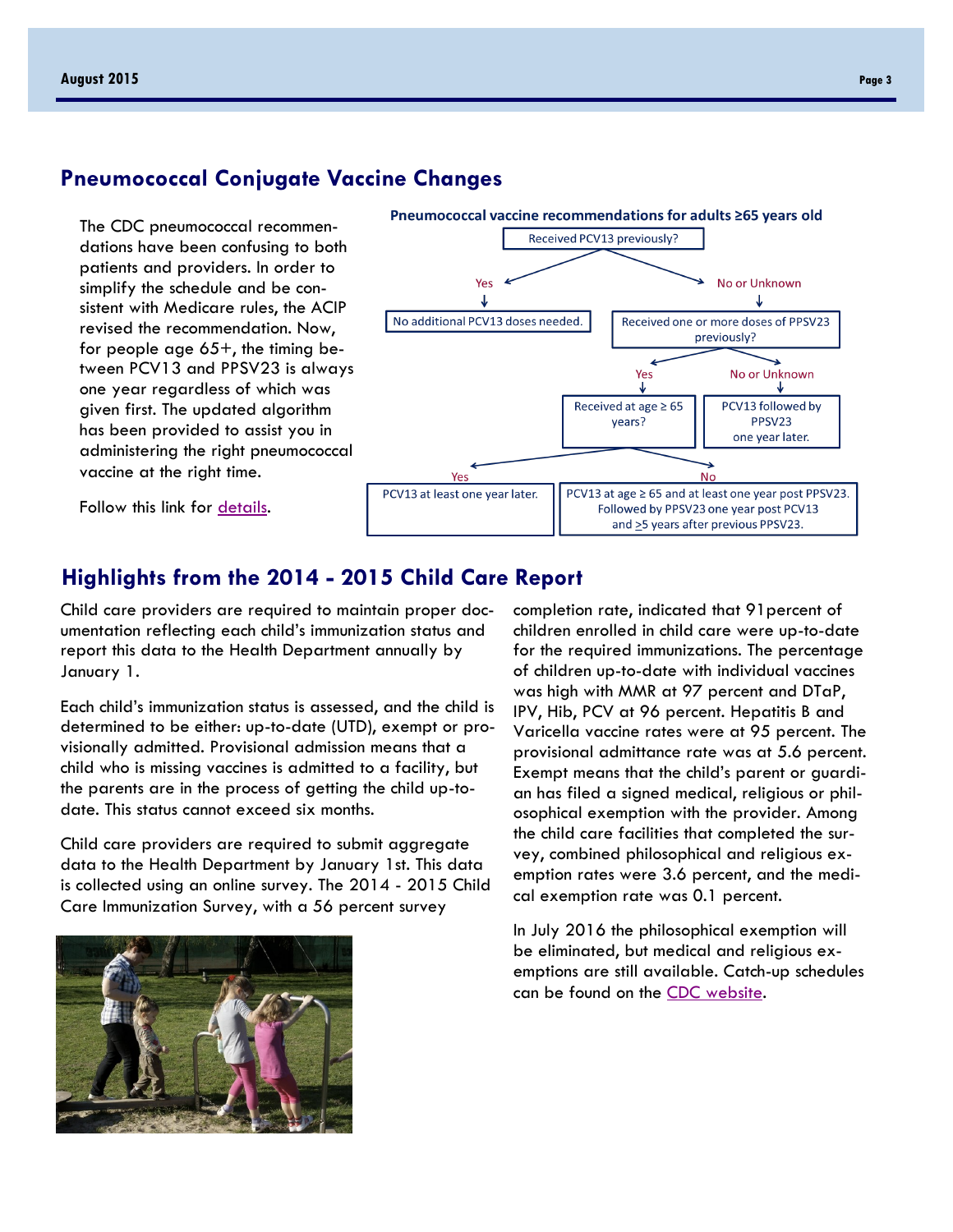## Pneumococcal Conjugate Vaccine Changes

The CDC pneumococcal recommendations have been confusing to both patients and providers. In order to simplify the schedule and be consistent with Medicare rules, the ACIP revised the recommendation. Now, for people age 65+, the timing between PCV13 and PPSV23 is always one year regardless of which was given first. The updated algorithm has been provided to assist you in administering the right pneumococcal vaccine at the right time.

Follow this link for details.

**Pneumococcal vaccine recommendations for adults ≥65 years old**

- Received PCV13 previously?
  - Yes → No additional PCV13 doses needed.
  - No or Unknown → Received one or more doses of PPSV23 previously?
    - Yes → Received at age ≥ 65 years?
      - Yes → PCV13 at least one year later.
      - No → PCV13 at age ≥ 65 and at least one year post PPSV23. Followed by PPSV23 one year post PCV13 and ≥5 years after previous PPSV23.
    - No or Unknown → PCV13 followed by PPSV23 one year later.

## Highlights from the 2014 - 2015 Child Care Report

Child care providers are required to maintain proper documentation reflecting each child's immunization status and report this data to the Health Department annually by January 1.

Each child's immunization status is assessed, and the child is determined to be either: up-to-date (UTD), exempt or provisionally admitted. Provisional admission means that a child who is missing vaccines is admitted to a facility, but the parents are in the process of getting the child up-to-date. This status cannot exceed six months.

Child care providers are required to submit aggregate data to the Health Department by January 1st. This data is collected using an online survey. The 2014 - 2015 Child Care Immunization Survey, with a 56 percent survey completion rate, indicated that 91percent of children enrolled in child care were up-to-date for the required immunizations. The percentage of children up-to-date with individual vaccines was high with MMR at 97 percent and DTaP, IPV, Hib, PCV at 96 percent. Hepatitis B and Varicella vaccine rates were at 95 percent. The provisional admittance rate was at 5.6 percent. Exempt means that the child's parent or guardian has filed a signed medical, religious or philosophical exemption with the provider. Among the child care facilities that completed the survey, combined philosophical and religious exemption rates were 3.6 percent, and the medical exemption rate was 0.1 percent.

In July 2016 the philosophical exemption will be eliminated, but medical and religious exemptions are still available. Catch-up schedules can be found on the CDC website.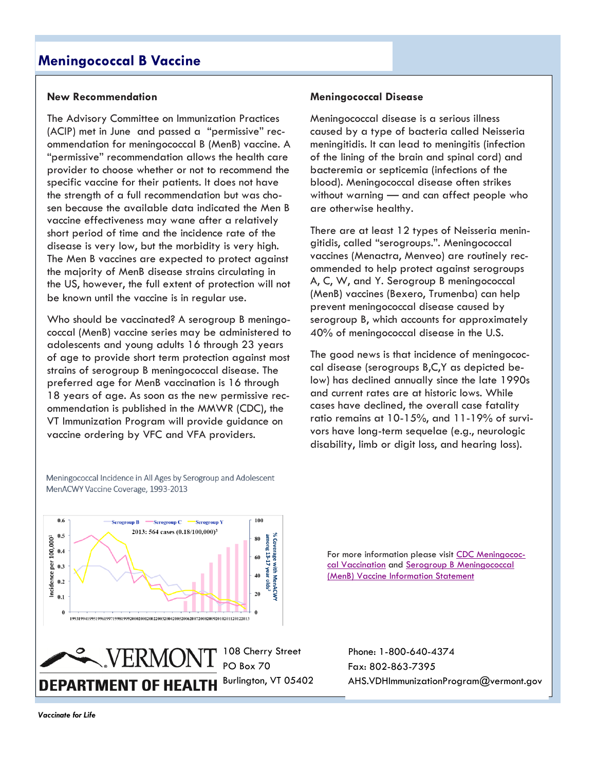# Meningococcal B Vaccine

### New Recommendation

The Advisory Committee on Immunization Practices (ACIP) met in June and passed a "permissive" recommendation for meningococcal B (MenB) vaccine. A "permissive" recommendation allows the health care provider to choose whether or not to recommend the specific vaccine for their patients. It does not have the strength of a full recommendation but was chosen because the available data indicated the Men B vaccine effectiveness may wane after a relatively short period of time and the incidence rate of the disease is very low, but the morbidity is very high. The Men B vaccines are expected to protect against the majority of MenB disease strains circulating in the US, however, the full extent of protection will not be known until the vaccine is in regular use.

Who should be vaccinated? A serogroup B meningococcal (MenB) vaccine series may be administered to adolescents and young adults 16 through 23 years of age to provide short term protection against most strains of serogroup B meningococcal disease. The preferred age for MenB vaccination is 16 through 18 years of age. As soon as the new permissive recommendation is published in the MMWR (CDC), the VT Immunization Program will provide guidance on vaccine ordering by VFC and VFA providers.

### Meningococcal Disease

Meningococcal disease is a serious illness caused by a type of bacteria called Neisseria meningitidis. It can lead to meningitis (infection of the lining of the brain and spinal cord) and bacteremia or septicemia (infections of the blood). Meningococcal disease often strikes without warning — and can affect people who are otherwise healthy.

There are at least 12 types of Neisseria meningitidis, called "serogroups.". Meningococcal vaccines (Menactra, Menveo) are routinely recommended to help protect against serogroups A, C, W, and Y. Serogroup B meningococcal (MenB) vaccines (Bexero, Trumenba) can help prevent meningococcal disease caused by serogroup B, which accounts for approximately 40% of meningococcal disease in the U.S.

The good news is that incidence of meningococcal disease (serogroups B,C,Y as depicted below) has declined annually since the late 1990s and current rates are at historic lows. While cases have declined, the overall case fatality ratio remains at 10-15%, and 11-19% of survivors have long-term sequelae (e.g., neurologic disability, limb or digit loss, and hearing loss).

Meningococcal Incidence in All Ages by Serogroup and Adolescent MenACWY Vaccine Coverage, 1993-2013

Serogroup B
Serogroup C
Serogroup Y
2013: 564 cases (0.18/100,000)[3]
Incidence per 100,000[1]
% Coverage with MenACWY among 13-17 year olds[2]
0 0.1 0.2 0.3 0.4 0.5 0.6
0 20 40 60 80 100
1993 1994 1995 1996 1997 1998 1999 2000 2001 2002 2003 2004 2005 2006 2007 2008 2009 2010 2011 2012 2013

For more information please visit CDC Meningococcal Vaccination and Serogroup B Meningococcal (MenB) Vaccine Information Statement

VERMONT DEPARTMENT OF HEALTH

108 Cherry Street
PO Box 70
Burlington, VT 05402

Phone: 1-800-640-4374
Fax: 802-863-7395
AHS.VDHImmunizationProgram@vermont.gov

*Vaccinate for Life*